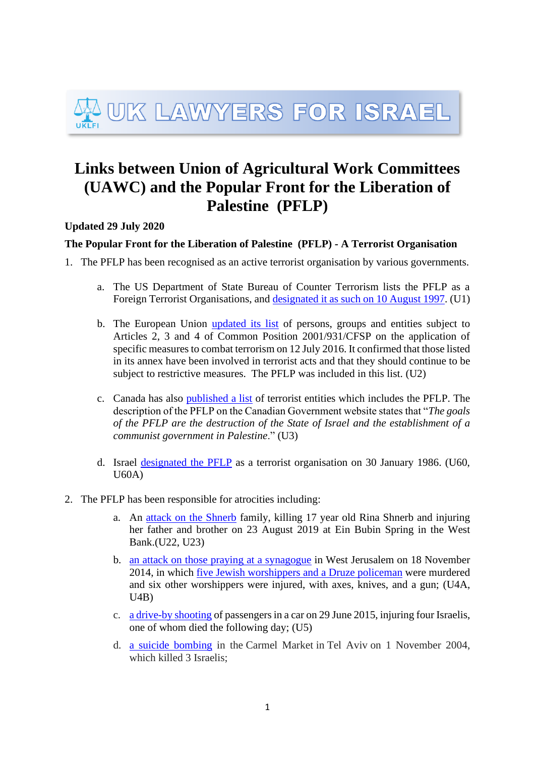UK LAWYERS FOR ISRAEL

UKLFI

# Links between Union of Agricultural Work Committees (UAWC) and the Popular Front for the Liberation of Palestine (PFLP)

**Updated 29 July 2020**

**The Popular Front for the Liberation of Palestine (PFLP) - A Terrorist Organisation**

1. The PFLP has been recognised as an active terrorist organisation by various governments.

    a. The US Department of State Bureau of Counter Terrorism lists the PFLP as a Foreign Terrorist Organisations, and designated it as such on 10 August 1997. (U1)

    b. The European Union updated its list of persons, groups and entities subject to Articles 2, 3 and 4 of Common Position 2001/931/CFSP on the application of specific measures to combat terrorism on 12 July 2016. It confirmed that those listed in its annex have been involved in terrorist acts and that they should continue to be subject to restrictive measures. The PFLP was included in this list. (U2)

    c. Canada has also published a list of terrorist entities which includes the PFLP. The description of the PFLP on the Canadian Government website states that "*The goals of the PFLP are the destruction of the State of Israel and the establishment of a communist government in Palestine*." (U3)

    d. Israel designated the PFLP as a terrorist organisation on 30 January 1986. (U60, U60A)

2. The PFLP has been responsible for atrocities including:

    a. An attack on the Shnerb family, killing 17 year old Rina Shnerb and injuring her father and brother on 23 August 2019 at Ein Bubin Spring in the West Bank.(U22, U23)

    b. an attack on those praying at a synagogue in West Jerusalem on 18 November 2014, in which five Jewish worshippers and a Druze policeman were murdered and six other worshippers were injured, with axes, knives, and a gun; (U4A, U4B)

    c. a drive-by shooting of passengers in a car on 29 June 2015, injuring four Israelis, one of whom died the following day; (U5)

    d. a suicide bombing in the Carmel Market in Tel Aviv on 1 November 2004, which killed 3 Israelis;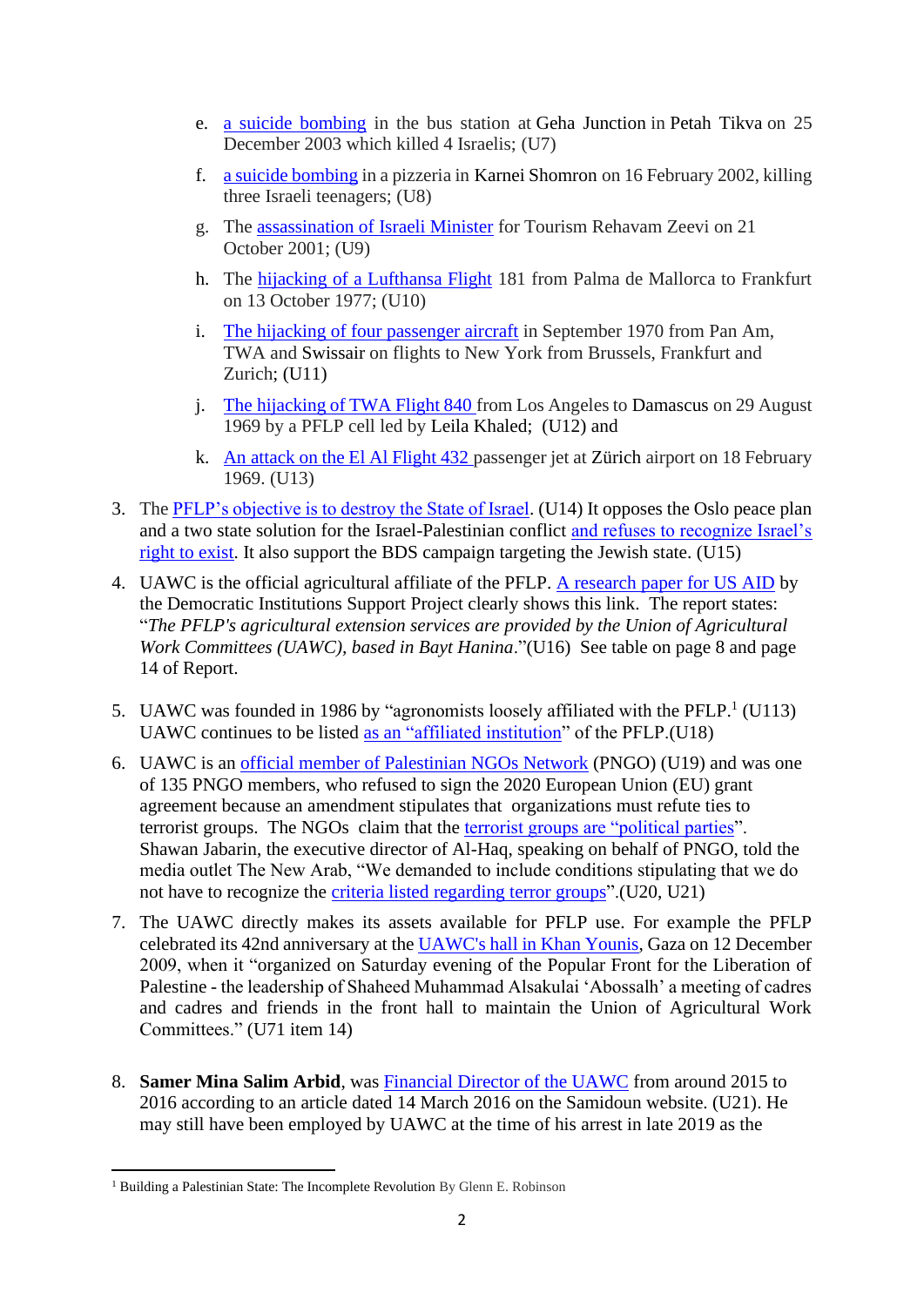e. a suicide bombing in the bus station at Geha Junction in Petah Tikva on 25 December 2003 which killed 4 Israelis; (U7)

f. a suicide bombing in a pizzeria in Karnei Shomron on 16 February 2002, killing three Israeli teenagers; (U8)

g. The assassination of Israeli Minister for Tourism Rehavam Zeevi on 21 October 2001; (U9)

h. The hijacking of a Lufthansa Flight 181 from Palma de Mallorca to Frankfurt on 13 October 1977; (U10)

i. The hijacking of four passenger aircraft in September 1970 from Pan Am, TWA and Swissair on flights to New York from Brussels, Frankfurt and Zurich; (U11)

j. The hijacking of TWA Flight 840 from Los Angeles to Damascus on 29 August 1969 by a PFLP cell led by Leila Khaled; (U12) and

k. An attack on the El Al Flight 432 passenger jet at Zürich airport on 18 February 1969. (U13)

3. The PFLP's objective is to destroy the State of Israel. (U14) It opposes the Oslo peace plan and a two state solution for the Israel-Palestinian conflict and refuses to recognize Israel's right to exist. It also support the BDS campaign targeting the Jewish state. (U15)

4. UAWC is the official agricultural affiliate of the PFLP. A research paper for US AID by the Democratic Institutions Support Project clearly shows this link. The report states: "*The PFLP's agricultural extension services are provided by the Union of Agricultural Work Committees (UAWC), based in Bayt Hanina*."(U16) See table on page 8 and page 14 of Report.

5. UAWC was founded in 1986 by "agronomists loosely affiliated with the PFLP.[1] (U113) UAWC continues to be listed as an "affiliated institution" of the PFLP.(U18)

6. UAWC is an official member of Palestinian NGOs Network (PNGO) (U19) and was one of 135 PNGO members, who refused to sign the 2020 European Union (EU) grant agreement because an amendment stipulates that organizations must refute ties to terrorist groups. The NGOs claim that the terrorist groups are "political parties". Shawan Jabarin, the executive director of Al-Haq, speaking on behalf of PNGO, told the media outlet The New Arab, "We demanded to include conditions stipulating that we do not have to recognize the criteria listed regarding terror groups".(U20, U21)

7. The UAWC directly makes its assets available for PFLP use. For example the PFLP celebrated its 42nd anniversary at the UAWC's hall in Khan Younis, Gaza on 12 December 2009, when it "organized on Saturday evening of the Popular Front for the Liberation of Palestine - the leadership of Shaheed Muhammad Alsakulai 'Abossalh' a meeting of cadres and cadres and friends in the front hall to maintain the Union of Agricultural Work Committees." (U71 item 14)

8. **Samer Mina Salim Arbid**, was Financial Director of the UAWC from around 2015 to 2016 according to an article dated 14 March 2016 on the Samidoun website. (U21). He may still have been employed by UAWC at the time of his arrest in late 2019 as the

[1] Building a Palestinian State: The Incomplete Revolution By Glenn E. Robinson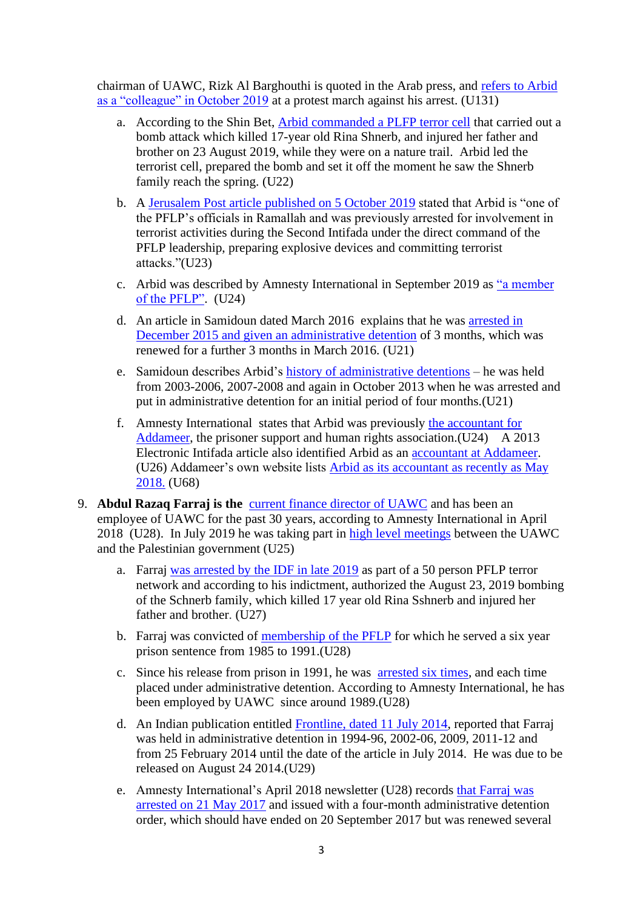chairman of UAWC, Rizk Al Barghouthi is quoted in the Arab press, and refers to Arbid as a "colleague" in October 2019 at a protest march against his arrest. (U131)

a. According to the Shin Bet, Arbid commanded a PLFP terror cell that carried out a bomb attack which killed 17-year old Rina Shnerb, and injured her father and brother on 23 August 2019, while they were on a nature trail. Arbid led the terrorist cell, prepared the bomb and set it off the moment he saw the Shnerb family reach the spring. (U22)

b. A Jerusalem Post article published on 5 October 2019 stated that Arbid is "one of the PFLP's officials in Ramallah and was previously arrested for involvement in terrorist activities during the Second Intifada under the direct command of the PFLP leadership, preparing explosive devices and committing terrorist attacks."(U23)

c. Arbid was described by Amnesty International in September 2019 as "a member of the PFLP". (U24)

d. An article in Samidoun dated March 2016 explains that he was arrested in December 2015 and given an administrative detention of 3 months, which was renewed for a further 3 months in March 2016. (U21)

e. Samidoun describes Arbid's history of administrative detentions – he was held from 2003-2006, 2007-2008 and again in October 2013 when he was arrested and put in administrative detention for an initial period of four months.(U21)

f. Amnesty International states that Arbid was previously the accountant for Addameer, the prisoner support and human rights association.(U24) A 2013 Electronic Intifada article also identified Arbid as an accountant at Addameer. (U26) Addameer's own website lists Arbid as its accountant as recently as May 2018. (U68)

9. **Abdul Razaq Farraj is the** current finance director of UAWC and has been an employee of UAWC for the past 30 years, according to Amnesty International in April 2018 (U28). In July 2019 he was taking part in high level meetings between the UAWC and the Palestinian government (U25)

   a. Farraj was arrested by the IDF in late 2019 as part of a 50 person PFLP terror network and according to his indictment, authorized the August 23, 2019 bombing of the Schnerb family, which killed 17 year old Rina Sshnerb and injured her father and brother. (U27)

   b. Farraj was convicted of membership of the PFLP for which he served a six year prison sentence from 1985 to 1991.(U28)

   c. Since his release from prison in 1991, he was arrested six times, and each time placed under administrative detention. According to Amnesty International, he has been employed by UAWC since around 1989.(U28)

   d. An Indian publication entitled Frontline, dated 11 July 2014, reported that Farraj was held in administrative detention in 1994-96, 2002-06, 2009, 2011-12 and from 25 February 2014 until the date of the article in July 2014. He was due to be released on August 24 2014.(U29)

   e. Amnesty International's April 2018 newsletter (U28) records that Farraj was arrested on 21 May 2017 and issued with a four-month administrative detention order, which should have ended on 20 September 2017 but was renewed several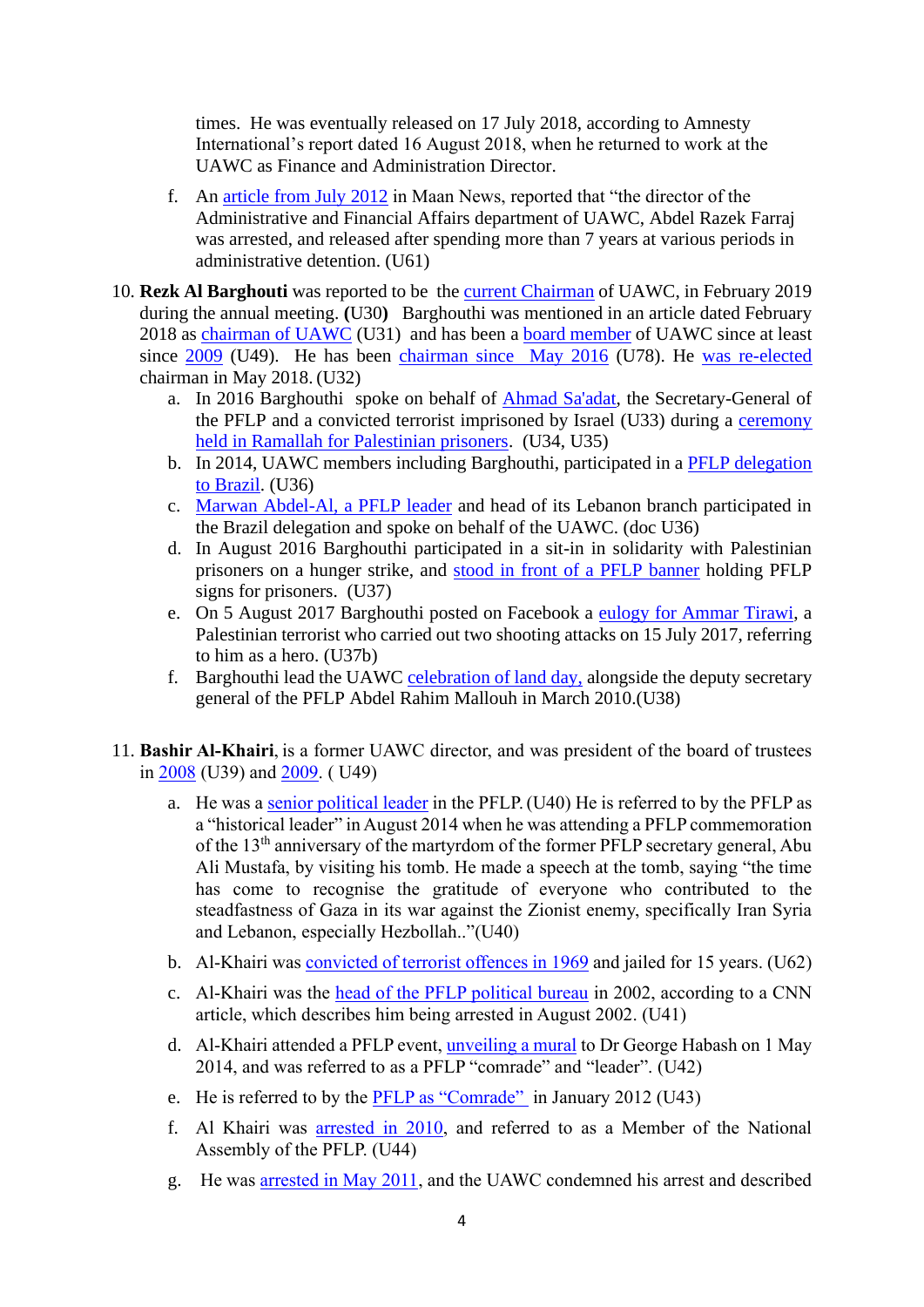times. He was eventually released on 17 July 2018, according to Amnesty International's report dated 16 August 2018, when he returned to work at the UAWC as Finance and Administration Director.

f. An article from July 2012 in Maan News, reported that "the director of the Administrative and Financial Affairs department of UAWC, Abdel Razek Farraj was arrested, and released after spending more than 7 years at various periods in administrative detention. (U61)

10. **Rezk Al Barghouti** was reported to be the current Chairman of UAWC, in February 2019 during the annual meeting. **(**U30**)** Barghouthi was mentioned in an article dated February 2018 as chairman of UAWC (U31) and has been a board member of UAWC since at least since 2009 (U49). He has been chairman since May 2016 (U78). He was re-elected chairman in May 2018. (U32)

    a. In 2016 Barghouthi spoke on behalf of Ahmad Sa'adat, the Secretary-General of the PFLP and a convicted terrorist imprisoned by Israel (U33) during a ceremony held in Ramallah for Palestinian prisoners. (U34, U35)

    b. In 2014, UAWC members including Barghouthi, participated in a PFLP delegation to Brazil. (U36)

    c. Marwan Abdel-Al, a PFLP leader and head of its Lebanon branch participated in the Brazil delegation and spoke on behalf of the UAWC. (doc U36)

    d. In August 2016 Barghouthi participated in a sit-in in solidarity with Palestinian prisoners on a hunger strike, and stood in front of a PFLP banner holding PFLP signs for prisoners. (U37)

    e. On 5 August 2017 Barghouthi posted on Facebook a eulogy for Ammar Tirawi, a Palestinian terrorist who carried out two shooting attacks on 15 July 2017, referring to him as a hero. (U37b)

    f. Barghouthi lead the UAWC celebration of land day, alongside the deputy secretary general of the PFLP Abdel Rahim Mallouh in March 2010.(U38)

11. **Bashir Al-Khairi**, is a former UAWC director, and was president of the board of trustees in 2008 (U39) and 2009. ( U49)

    a. He was a senior political leader in the PFLP. (U40) He is referred to by the PFLP as a "historical leader" in August 2014 when he was attending a PFLP commemoration of the 13th anniversary of the martyrdom of the former PFLP secretary general, Abu Ali Mustafa, by visiting his tomb. He made a speech at the tomb, saying "the time has come to recognise the gratitude of everyone who contributed to the steadfastness of Gaza in its war against the Zionist enemy, specifically Iran Syria and Lebanon, especially Hezbollah.."(U40)

    b. Al-Khairi was convicted of terrorist offences in 1969 and jailed for 15 years. (U62)

    c. Al-Khairi was the head of the PFLP political bureau in 2002, according to a CNN article, which describes him being arrested in August 2002. (U41)

    d. Al-Khairi attended a PFLP event, unveiling a mural to Dr George Habash on 1 May 2014, and was referred to as a PFLP "comrade" and "leader". (U42)

    e. He is referred to by the PFLP as "Comrade" in January 2012 (U43)

    f. Al Khairi was arrested in 2010, and referred to as a Member of the National Assembly of the PFLP. (U44)

    g. He was arrested in May 2011, and the UAWC condemned his arrest and described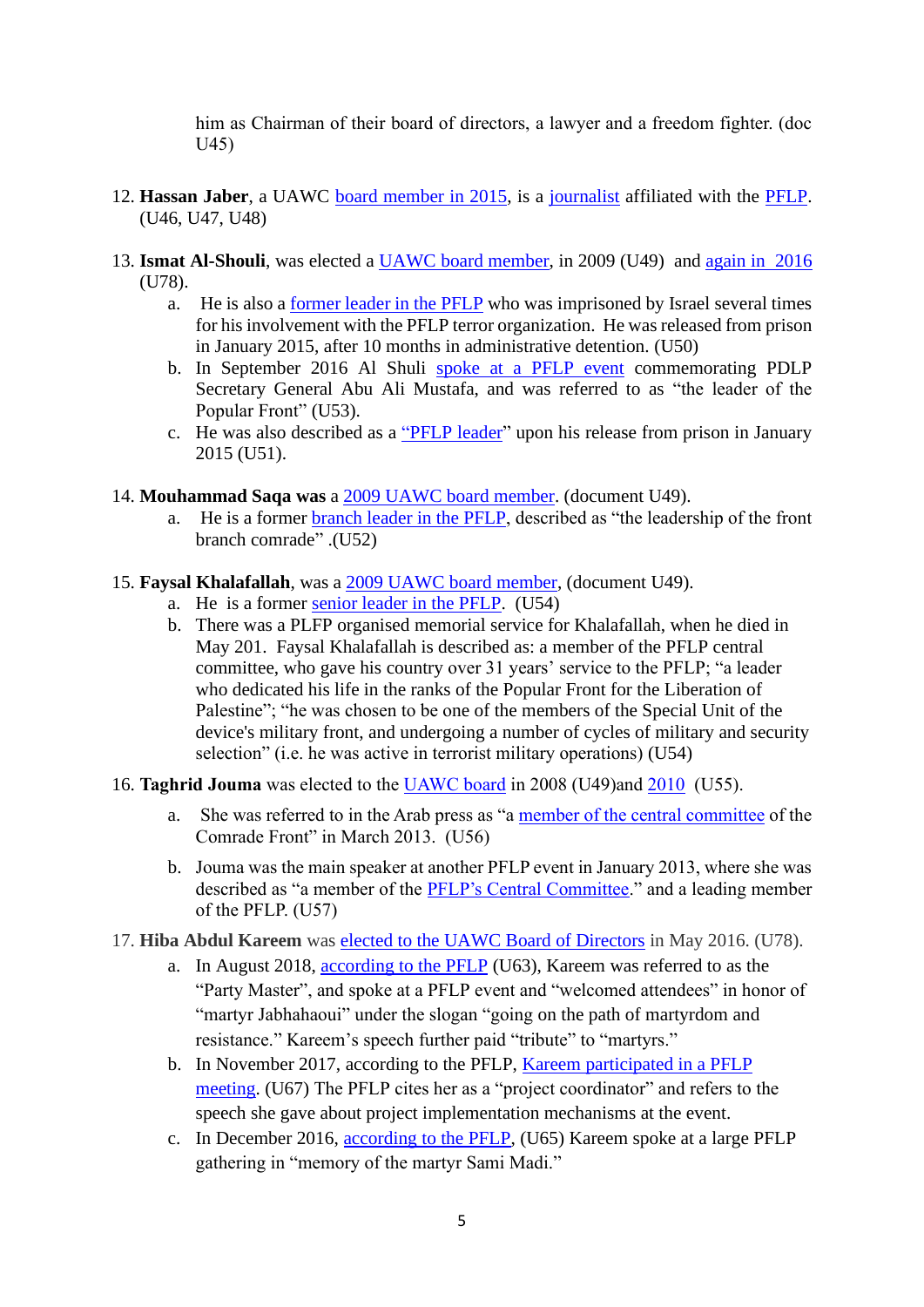him as Chairman of their board of directors, a lawyer and a freedom fighter. (doc U45)

12. **Hassan Jaber**, a UAWC board member in 2015, is a journalist affiliated with the PFLP. (U46, U47, U48)

13. **Ismat Al-Shouli**, was elected a UAWC board member, in 2009 (U49) and again in 2016 (U78).
    a. He is also a former leader in the PFLP who was imprisoned by Israel several times for his involvement with the PFLP terror organization. He was released from prison in January 2015, after 10 months in administrative detention. (U50)
    b. In September 2016 Al Shuli spoke at a PFLP event commemorating PDLP Secretary General Abu Ali Mustafa, and was referred to as "the leader of the Popular Front" (U53).
    c. He was also described as a "PFLP leader" upon his release from prison in January 2015 (U51).

14. **Mouhammad Saqa was** a 2009 UAWC board member. (document U49).
    a. He is a former branch leader in the PFLP, described as "the leadership of the front branch comrade" .(U52)

15. **Faysal Khalafallah**, was a 2009 UAWC board member, (document U49).
    a. He is a former senior leader in the PFLP. (U54)
    b. There was a PLFP organised memorial service for Khalafallah, when he died in May 201. Faysal Khalafallah is described as: a member of the PFLP central committee, who gave his country over 31 years' service to the PFLP; "a leader who dedicated his life in the ranks of the Popular Front for the Liberation of Palestine"; "he was chosen to be one of the members of the Special Unit of the device's military front, and undergoing a number of cycles of military and security selection" (i.e. he was active in terrorist military operations) (U54)

16. **Taghrid Jouma** was elected to the UAWC board in 2008 (U49)and 2010 (U55).
    a. She was referred to in the Arab press as "a member of the central committee of the Comrade Front" in March 2013. (U56)
    b. Jouma was the main speaker at another PFLP event in January 2013, where she was described as "a member of the PFLP's Central Committee." and a leading member of the PFLP. (U57)

17. **Hiba Abdul Kareem** was elected to the UAWC Board of Directors in May 2016. (U78).
    a. In August 2018, according to the PFLP (U63), Kareem was referred to as the "Party Master", and spoke at a PFLP event and "welcomed attendees" in honor of "martyr Jabhahaoui" under the slogan "going on the path of martyrdom and resistance." Kareem's speech further paid "tribute" to "martyrs."
    b. In November 2017, according to the PFLP, Kareem participated in a PFLP meeting. (U67) The PFLP cites her as a "project coordinator" and refers to the speech she gave about project implementation mechanisms at the event.
    c. In December 2016, according to the PFLP, (U65) Kareem spoke at a large PFLP gathering in "memory of the martyr Sami Madi."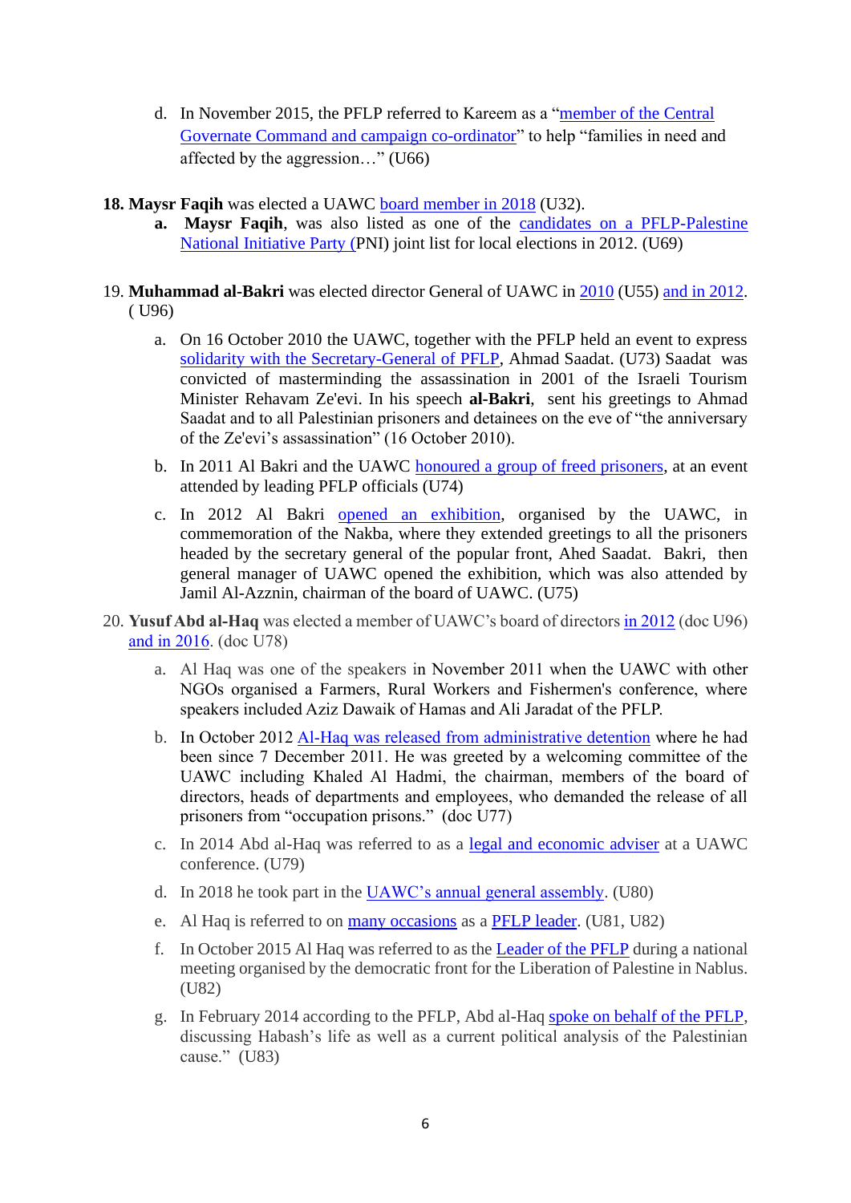d. In November 2015, the PFLP referred to Kareem as a "member of the Central Governate Command and campaign co-ordinator" to help "families in need and affected by the aggression…" (U66)

**18. Maysr Faqih** was elected a UAWC board member in 2018 (U32).

**a. Maysr Faqih**, was also listed as one of the candidates on a PFLP-Palestine National Initiative Party (PNI) joint list for local elections in 2012. (U69)

19. **Muhammad al-Bakri** was elected director General of UAWC in 2010 (U55) and in 2012. ( U96)

a. On 16 October 2010 the UAWC, together with the PFLP held an event to express solidarity with the Secretary-General of PFLP, Ahmad Saadat. (U73) Saadat was convicted of masterminding the assassination in 2001 of the Israeli Tourism Minister Rehavam Ze'evi. In his speech **al-Bakri**, sent his greetings to Ahmad Saadat and to all Palestinian prisoners and detainees on the eve of "the anniversary of the Ze'evi's assassination" (16 October 2010).

b. In 2011 Al Bakri and the UAWC honoured a group of freed prisoners, at an event attended by leading PFLP officials (U74)

c. In 2012 Al Bakri opened an exhibition, organised by the UAWC, in commemoration of the Nakba, where they extended greetings to all the prisoners headed by the secretary general of the popular front, Ahed Saadat. Bakri, then general manager of UAWC opened the exhibition, which was also attended by Jamil Al-Azznin, chairman of the board of UAWC. (U75)

20. **Yusuf Abd al-Haq** was elected a member of UAWC's board of directors in 2012 (doc U96) and in 2016. (doc U78)

a. Al Haq was one of the speakers in November 2011 when the UAWC with other NGOs organised a Farmers, Rural Workers and Fishermen's conference, where speakers included Aziz Dawaik of Hamas and Ali Jaradat of the PFLP.

b. In October 2012 Al-Haq was released from administrative detention where he had been since 7 December 2011. He was greeted by a welcoming committee of the UAWC including Khaled Al Hadmi, the chairman, members of the board of directors, heads of departments and employees, who demanded the release of all prisoners from "occupation prisons." (doc U77)

c. In 2014 Abd al-Haq was referred to as a legal and economic adviser at a UAWC conference. (U79)

d. In 2018 he took part in the UAWC's annual general assembly. (U80)

e. Al Haq is referred to on many occasions as a PFLP leader. (U81, U82)

f. In October 2015 Al Haq was referred to as the Leader of the PFLP during a national meeting organised by the democratic front for the Liberation of Palestine in Nablus. (U82)

g. In February 2014 according to the PFLP, Abd al-Haq spoke on behalf of the PFLP, discussing Habash's life as well as a current political analysis of the Palestinian cause." (U83)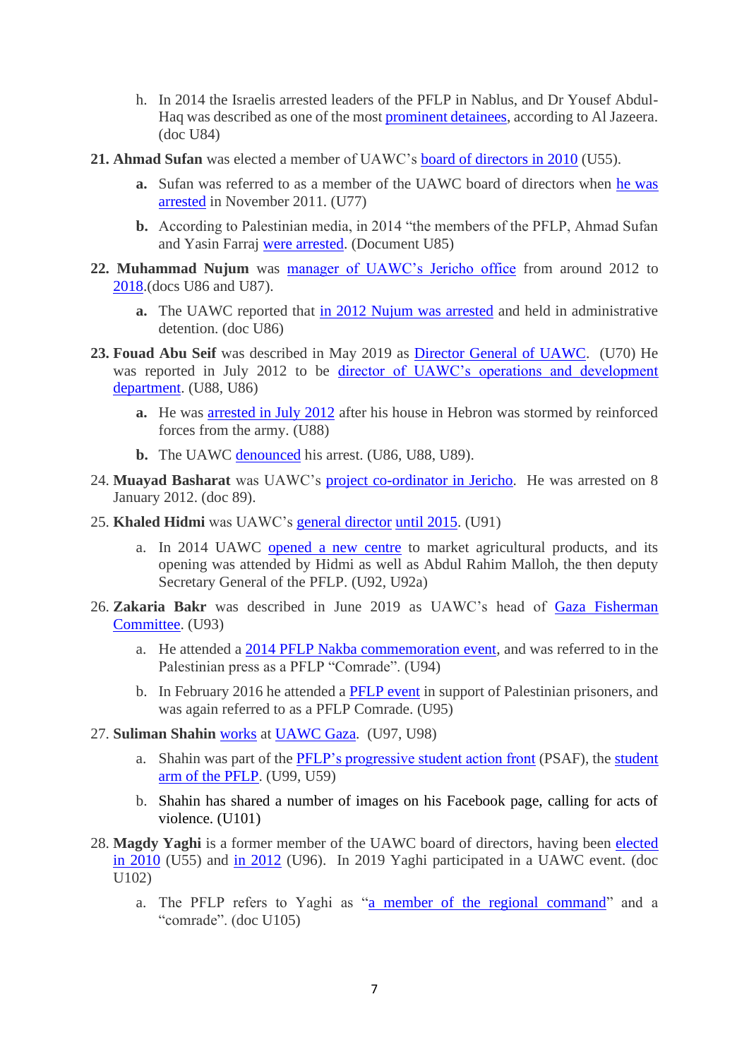h. In 2014 the Israelis arrested leaders of the PFLP in Nablus, and Dr Yousef Abdul-Haq was described as one of the most prominent detainees, according to Al Jazeera. (doc U84)

**21. Ahmad Sufan** was elected a member of UAWC's board of directors in 2010 (U55).

**a.** Sufan was referred to as a member of the UAWC board of directors when he was arrested in November 2011. (U77)

**b.** According to Palestinian media, in 2014 "the members of the PFLP, Ahmad Sufan and Yasin Farraj were arrested. (Document U85)

**22. Muhammad Nujum** was manager of UAWC's Jericho office from around 2012 to 2018.(docs U86 and U87).

**a.** The UAWC reported that in 2012 Nujum was arrested and held in administrative detention. (doc U86)

**23. Fouad Abu Seif** was described in May 2019 as Director General of UAWC. (U70) He was reported in July 2012 to be director of UAWC's operations and development department. (U88, U86)

**a.** He was arrested in July 2012 after his house in Hebron was stormed by reinforced forces from the army. (U88)

**b.** The UAWC denounced his arrest. (U86, U88, U89).

24. **Muayad Basharat** was UAWC's project co-ordinator in Jericho. He was arrested on 8 January 2012. (doc 89).

25. **Khaled Hidmi** was UAWC's general director until 2015. (U91)

a. In 2014 UAWC opened a new centre to market agricultural products, and its opening was attended by Hidmi as well as Abdul Rahim Malloh, the then deputy Secretary General of the PFLP. (U92, U92a)

26. **Zakaria Bakr** was described in June 2019 as UAWC's head of Gaza Fisherman Committee. (U93)

a. He attended a 2014 PFLP Nakba commemoration event, and was referred to in the Palestinian press as a PFLP "Comrade". (U94)

b. In February 2016 he attended a PFLP event in support of Palestinian prisoners, and was again referred to as a PFLP Comrade. (U95)

27. **Suliman Shahin** works at UAWC Gaza. (U97, U98)

a. Shahin was part of the PFLP's progressive student action front (PSAF), the student arm of the PFLP. (U99, U59)

b. Shahin has shared a number of images on his Facebook page, calling for acts of violence. (U101)

28. **Magdy Yaghi** is a former member of the UAWC board of directors, having been elected in 2010 (U55) and in 2012 (U96). In 2019 Yaghi participated in a UAWC event. (doc U102)

a. The PFLP refers to Yaghi as "a member of the regional command" and a "comrade". (doc U105)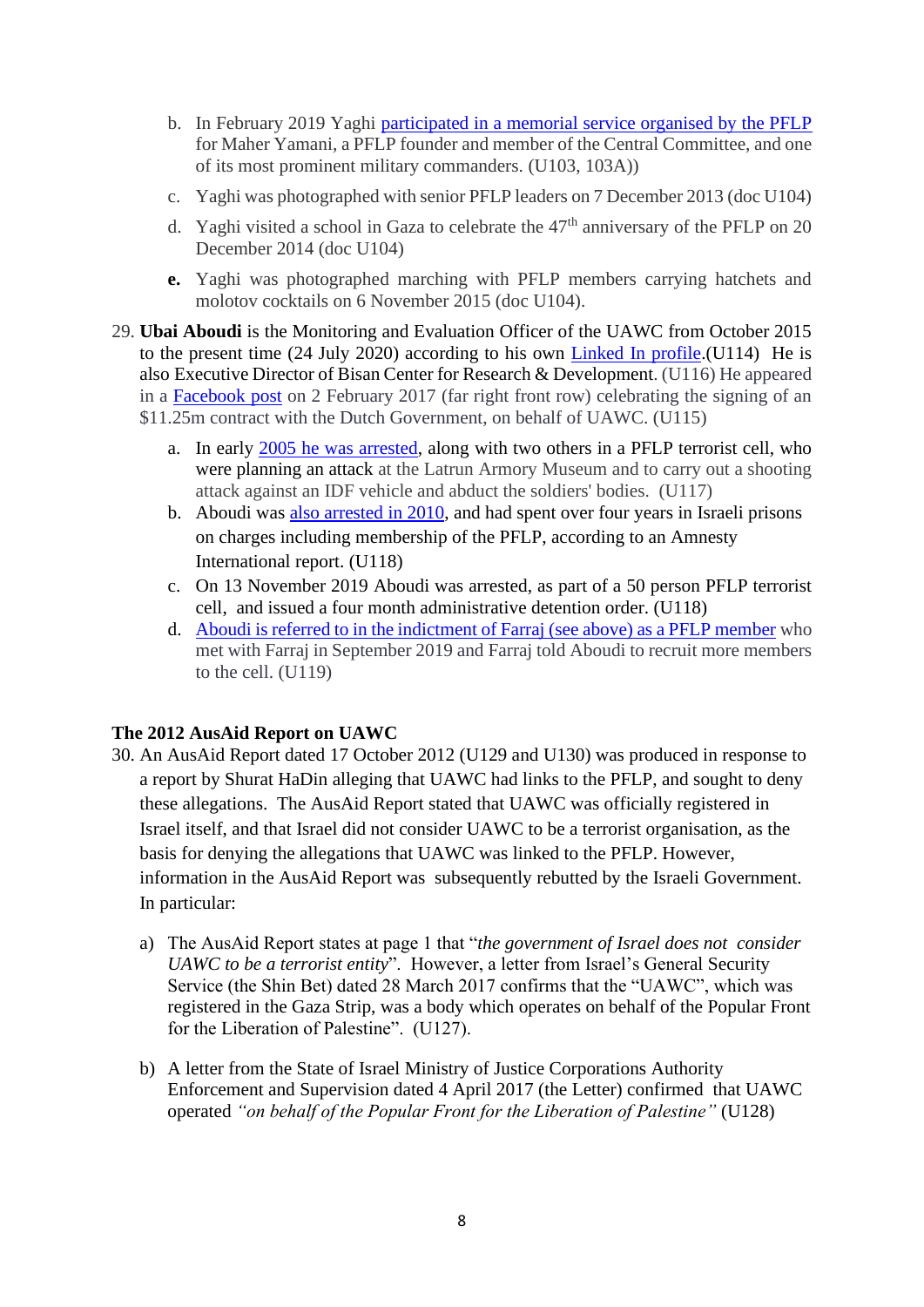b. In February 2019 Yaghi participated in a memorial service organised by the PFLP for Maher Yamani, a PFLP founder and member of the Central Committee, and one of its most prominent military commanders. (U103, 103A))

c. Yaghi was photographed with senior PFLP leaders on 7 December 2013 (doc U104)

d. Yaghi visited a school in Gaza to celebrate the 47th anniversary of the PFLP on 20 December 2014 (doc U104)

**e.** Yaghi was photographed marching with PFLP members carrying hatchets and molotov cocktails on 6 November 2015 (doc U104).

29. **Ubai Aboudi** is the Monitoring and Evaluation Officer of the UAWC from October 2015 to the present time (24 July 2020) according to his own Linked In profile.(U114) He is also Executive Director of Bisan Center for Research & Development. (U116) He appeared in a Facebook post on 2 February 2017 (far right front row) celebrating the signing of an $11.25m contract with the Dutch Government, on behalf of UAWC. (U115)

   a. In early 2005 he was arrested, along with two others in a PFLP terrorist cell, who were planning an attack at the Latrun Armory Museum and to carry out a shooting attack against an IDF vehicle and abduct the soldiers' bodies. (U117)
   b. Aboudi was also arrested in 2010, and had spent over four years in Israeli prisons on charges including membership of the PFLP, according to an Amnesty International report. (U118)
   c. On 13 November 2019 Aboudi was arrested, as part of a 50 person PFLP terrorist cell, and issued a four month administrative detention order. (U118)
   d. Aboudi is referred to in the indictment of Farraj (see above) as a PFLP member who met with Farraj in September 2019 and Farraj told Aboudi to recruit more members to the cell. (U119)

**The 2012 AusAid Report on UAWC**

30. An AusAid Report dated 17 October 2012 (U129 and U130) was produced in response to a report by Shurat HaDin alleging that UAWC had links to the PFLP, and sought to deny these allegations. The AusAid Report stated that UAWC was officially registered in Israel itself, and that Israel did not consider UAWC to be a terrorist organisation, as the basis for denying the allegations that UAWC was linked to the PFLP. However, information in the AusAid Report was subsequently rebutted by the Israeli Government. In particular:

   a) The AusAid Report states at page 1 that "*the government of Israel does not consider UAWC to be a terrorist entity*". However, a letter from Israel's General Security Service (the Shin Bet) dated 28 March 2017 confirms that the "UAWC", which was registered in the Gaza Strip, was a body which operates on behalf of the Popular Front for the Liberation of Palestine". (U127).

   b) A letter from the State of Israel Ministry of Justice Corporations Authority Enforcement and Supervision dated 4 April 2017 (the Letter) confirmed that UAWC operated *"on behalf of the Popular Front for the Liberation of Palestine"* (U128)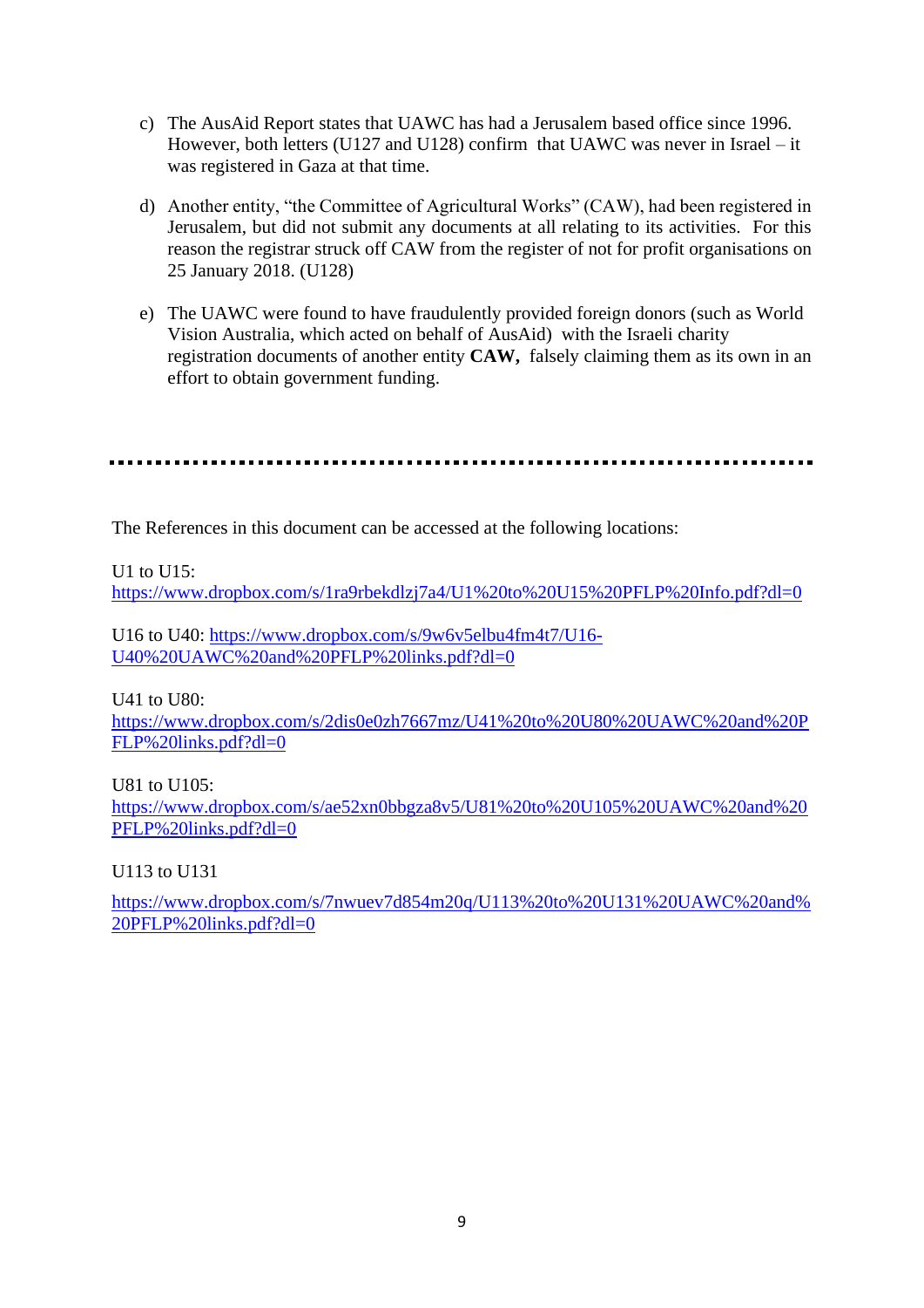c) The AusAid Report states that UAWC has had a Jerusalem based office since 1996. However, both letters (U127 and U128) confirm that UAWC was never in Israel – it was registered in Gaza at that time.

d) Another entity, "the Committee of Agricultural Works" (CAW), had been registered in Jerusalem, but did not submit any documents at all relating to its activities. For this reason the registrar struck off CAW from the register of not for profit organisations on 25 January 2018. (U128)

e) The UAWC were found to have fraudulently provided foreign donors (such as World Vision Australia, which acted on behalf of AusAid) with the Israeli charity registration documents of another entity **CAW,** falsely claiming them as its own in an effort to obtain government funding.

---

The References in this document can be accessed at the following locations:

U1 to U15:
https://www.dropbox.com/s/1ra9rbekdlzj7a4/U1%20to%20U15%20PFLP%20Info.pdf?dl=0

U16 to U40: https://www.dropbox.com/s/9w6v5elbu4fm4t7/U16-U40%20UAWC%20and%20PFLP%20links.pdf?dl=0

U41 to U80:
https://www.dropbox.com/s/2dis0e0zh7667mz/U41%20to%20U80%20UAWC%20and%20PFLP%20links.pdf?dl=0

U81 to U105:
https://www.dropbox.com/s/ae52xn0bbgza8v5/U81%20to%20U105%20UAWC%20and%20PFLP%20links.pdf?dl=0

U113 to U131

https://www.dropbox.com/s/7nwuev7d854m20q/U113%20to%20U131%20UAWC%20and%20PFLP%20links.pdf?dl=0